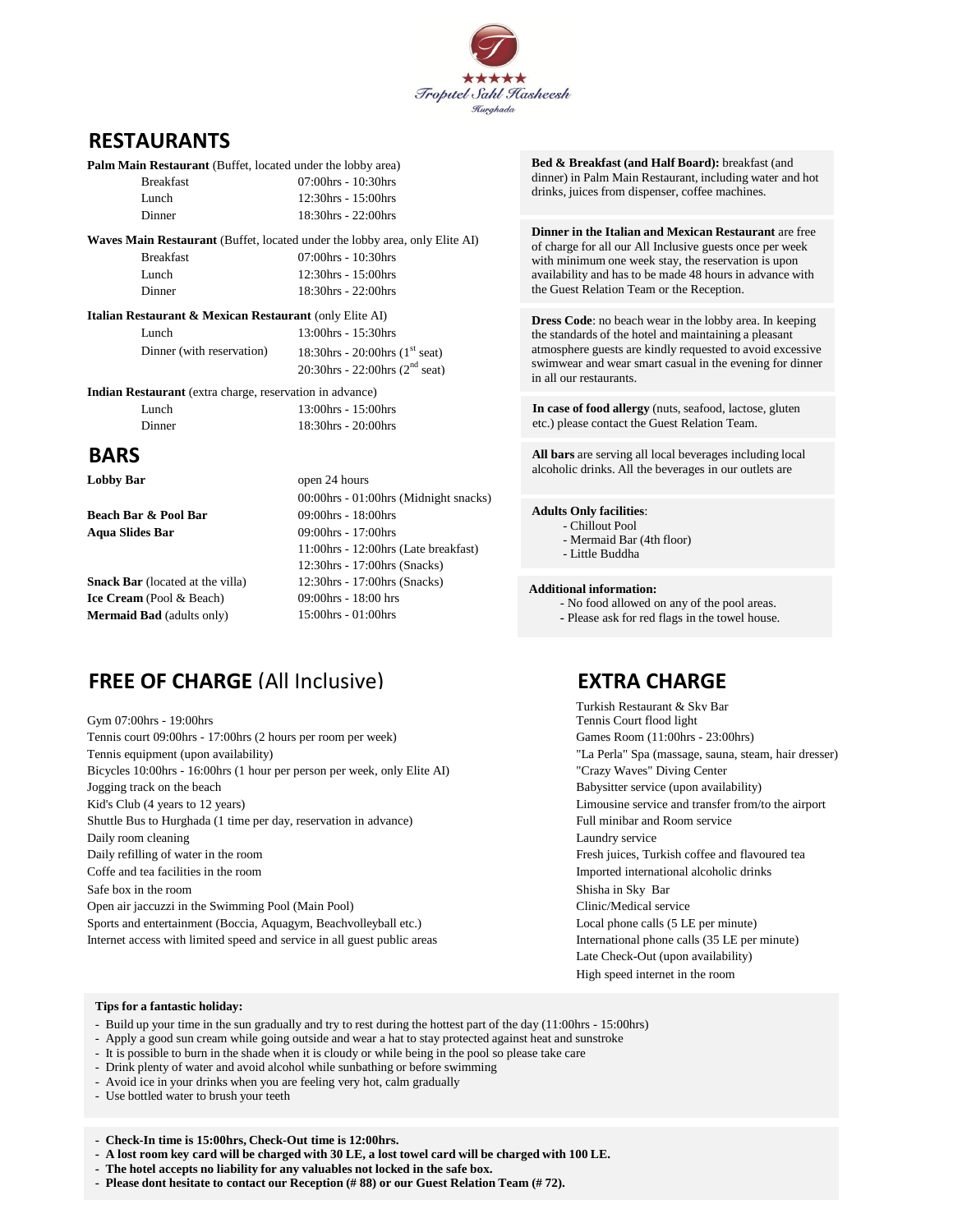Troptel Sahl Hasheesh

Hurghada

## RESTAURANTS

**Palm Main Restaurant** (Buffet, located under the lobby area)

| | |
|---|---|
| Breakfast | 07:00hrs - 10:30hrs |
| Lunch | 12:30hrs - 15:00hrs |
| Dinner | 18:30hrs - 22:00hrs |

**Waves Main Restaurant** (Buffet, located under the lobby area, only Elite AI)

| | |
|---|---|
| Breakfast | 07:00hrs - 10:30hrs |
| Lunch | 12:30hrs - 15:00hrs |
| Dinner | 18:30hrs - 22:00hrs |

**Italian Restaurant & Mexican Restaurant** (only Elite AI)

| | |
|---|---|
| Lunch | 13:00hrs - 15:30hrs |
| Dinner (with reservation) | 18:30hrs - 20:00hrs (1st seat) |
| | 20:30hrs - 22:00hrs (2nd seat) |

**Indian Restaurant** (extra charge, reservation in advance)

| | |
|---|---|
| Lunch | 13:00hrs - 15:00hrs |
| Dinner | 18:30hrs - 20:00hrs |

## BARS

| | |
|---|---|
| **Lobby Bar** | open 24 hours |
| | 00:00hrs - 01:00hrs (Midnight snacks) |
| **Beach Bar & Pool Bar** | 09:00hrs - 18:00hrs |
| **Aqua Slides Bar** | 09:00hrs - 17:00hrs |
| | 11:00hrs - 12:00hrs (Late breakfast) |
| | 12:30hrs - 17:00hrs (Snacks) |
| **Snack Bar** (located at the villa) | 12:30hrs - 17:00hrs (Snacks) |
| **Ice Cream** (Pool & Beach) | 09:00hrs - 18:00 hrs |
| **Mermaid Bad** (adults only) | 15:00hrs - 01:00hrs |

**Bed & Breakfast (and Half Board):** breakfast (and dinner) in Palm Main Restaurant, including water and hot drinks, juices from dispenser, coffee machines.

**Dinner in the Italian and Mexican Restaurant** are free of charge for all our All Inclusive guests once per week with minimum one week stay, the reservation is upon availability and has to be made 48 hours in advance with the Guest Relation Team or the Reception.

**Dress Code**: no beach wear in the lobby area. In keeping the standards of the hotel and maintaining a pleasant atmosphere guests are kindly requested to avoid excessive swimwear and wear smart casual in the evening for dinner in all our restaurants.

**In case of food allergy** (nuts, seafood, lactose, gluten etc.) please contact the Guest Relation Team.

**All bars** are serving all local beverages including local alcoholic drinks. All the beverages in our outlets are

**Adults Only facilities**:
- Chillout Pool
- Mermaid Bar (4th floor)
- Little Buddha

**Additional information:**
- No food allowed on any of the pool areas.
- Please ask for red flags in the towel house.

## FREE OF CHARGE (All Inclusive)

Gym 07:00hrs - 19:00hrs
Tennis court 09:00hrs - 17:00hrs (2 hours per room per week)
Tennis equipment (upon availability)
Bicycles 10:00hrs - 16:00hrs (1 hour per person per week, only Elite AI)
Jogging track on the beach
Kid's Club (4 years to 12 years)
Shuttle Bus to Hurghada (1 time per day, reservation in advance)
Daily room cleaning
Daily refilling of water in the room
Coffe and tea facilities in the room
Safe box in the room
Open air jaccuzzi in the Swimming Pool (Main Pool)
Sports and entertainment (Boccia, Aquagym, Beachvolleyball etc.)
Internet access with limited speed and service in all guest public areas

## EXTRA CHARGE

Turkish Restaurant & Sky Bar
Tennis Court flood light
Games Room (11:00hrs - 23:00hrs)
"La Perla" Spa (massage, sauna, steam, hair dresser)
"Crazy Waves" Diving Center
Babysitter service (upon availability)
Limousine service and transfer from/to the airport
Full minibar and Room service
Laundry service
Fresh juices, Turkish coffee and flavoured tea
Imported international alcoholic drinks
Shisha in Sky Bar
Clinic/Medical service
Local phone calls (5 LE per minute)
International phone calls (35 LE per minute)
Late Check-Out (upon availability)
High speed internet in the room

**Tips for a fantastic holiday:**
- Build up your time in the sun gradually and try to rest during the hottest part of the day (11:00hrs - 15:00hrs)
- Apply a good sun cream while going outside and wear a hat to stay protected against heat and sunstroke
- It is possible to burn in the shade when it is cloudy or while being in the pool so please take care
- Drink plenty of water and avoid alcohol while sunbathing or before swimming
- Avoid ice in your drinks when you are feeling very hot, calm gradually
- Use bottled water to brush your teeth

- **Check-In time is 15:00hrs, Check-Out time is 12:00hrs.**
- **A lost room key card will be charged with 30 LE, a lost towel card will be charged with 100 LE.**
- **The hotel accepts no liability for any valuables not locked in the safe box.**
- **Please dont hesitate to contact our Reception (# 88) or our Guest Relation Team (# 72).**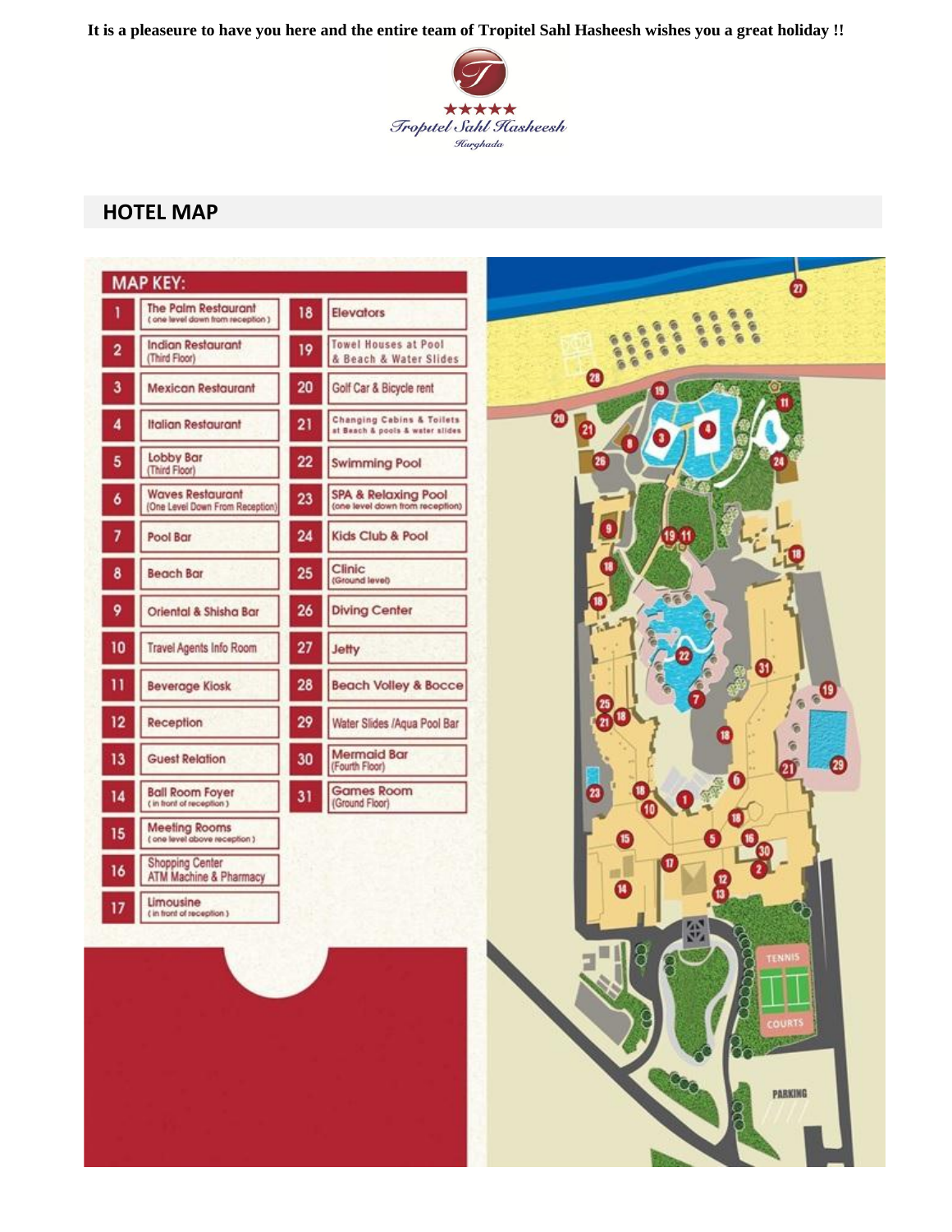**It is a pleaseure to have you here and the entire team of Tropitel Sahl Hasheesh wishes you a great holiday !!**

★★★★★

*Tropitel Sahl Hasheesh*

*Hurghada*

## HOTEL MAP

**MAP KEY:**

| | | | |
|---|---|---|---|
| 1 | The Palm Restaurant (one level down from reception) | 18 | Elevators |
| 2 | Indian Restaurant (Third Floor) | 19 | Towel Houses at Pool & Beach & Water Slides |
| 3 | Mexican Restaurant | 20 | Golf Car & Bicycle rent |
| 4 | Italian Restaurant | 21 | Changing Cabins & Toilets at Beach & pools & water slides |
| 5 | Lobby Bar (Third Floor) | 22 | Swimming Pool |
| 6 | Waves Restaurant (One Level Down From Reception) | 23 | SPA & Relaxing Pool (one level down from reception) |
| 7 | Pool Bar | 24 | Kids Club & Pool |
| 8 | Beach Bar | 25 | Clinic (Ground level) |
| 9 | Oriental & Shisha Bar | 26 | Diving Center |
| 10 | Travel Agents Info Room | 27 | Jetty |
| 11 | Beverage Kiosk | 28 | Beach Volley & Bocce |
| 12 | Reception | 29 | Water Slides /Aqua Pool Bar |
| 13 | Guest Relation | 30 | Mermaid Bar (Fourth Floor) |
| 14 | Ball Room Foyer (in front of reception) | 31 | Games Room (Ground Floor) |
| 15 | Meeting Rooms (one level above reception) | | |
| 16 | Shopping Center ATM Machine & Pharmacy | | |
| 17 | Limousine (in front of reception) | | |

TENNIS COURTS

PARKING